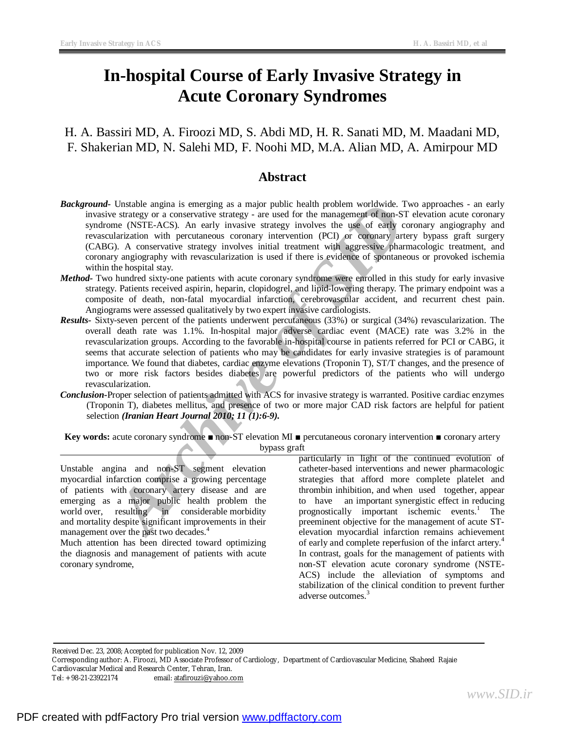# In-hospital Course of Early Invasive Strategy in Acute Coronary Syndromes

H. A. Bassiri MD, A. Firoozi MD, S. Abdi MD, H. R. Sanati MD, M. Maadani MD, F. Shakerian MD, N. Salehi MD, F. Noohi MD, M.A. Alian MD, A. Amirpour MD

## Abstract

***Background-*** Unstable angina is emerging as a major public health problem worldwide. Two approaches - an early invasive strategy or a conservative strategy - are used for the management of non-ST elevation acute coronary syndrome (NSTE-ACS). An early invasive strategy involves the use of early coronary angiography and revascularization with percutaneous coronary intervention (PCI) or coronary artery bypass graft surgery (CABG). A conservative strategy involves initial treatment with aggressive pharmacologic treatment, and coronary angiography with revascularization is used if there is evidence of spontaneous or provoked ischemia within the hospital stay.

***Method-*** Two hundred sixty-one patients with acute coronary syndrome were enrolled in this study for early invasive strategy. Patients received aspirin, heparin, clopidogrel, and lipid-lowering therapy. The primary endpoint was a composite of death, non-fatal myocardial infarction, cerebrovascular accident, and recurrent chest pain. Angiograms were assessed qualitatively by two expert invasive cardiologists.

***Results-*** Sixty-seven percent of the patients underwent percutaneous (33%) or surgical (34%) revascularization. The overall death rate was 1.1%. In-hospital major adverse cardiac event (MACE) rate was 3.2% in the revascularization groups. According to the favorable in-hospital course in patients referred for PCI or CABG, it seems that accurate selection of patients who may be candidates for early invasive strategies is of paramount importance. We found that diabetes, cardiac enzyme elevations (Troponin T), ST/T changes, and the presence of two or more risk factors besides diabetes are powerful predictors of the patients who will undergo revascularization.

***Conclusion-*** Proper selection of patients admitted with ACS for invasive strategy is warranted. Positive cardiac enzymes (Troponin T), diabetes mellitus, and presence of two or more major CAD risk factors are helpful for patient selection ***(Iranian Heart Journal 2010; 11 (1):6-9).***

**Key words:** acute coronary syndrome ■ non-ST elevation MI ■ percutaneous coronary intervention ■ coronary artery bypass graft

---

Unstable angina and non-ST segment elevation myocardial infarction comprise a growing percentage of patients with coronary artery disease and are emerging as a major public health problem the world over, resulting in considerable morbidity and mortality despite significant improvements in their management over the past two decades.[4]

Much attention has been directed toward optimizing the diagnosis and management of patients with acute coronary syndrome, particularly in light of the continued evolution of catheter-based interventions and newer pharmacologic strategies that afford more complete platelet and thrombin inhibition, and when used together, appear to have an important synergistic effect in reducing prognostically important ischemic events.[1] The preeminent objective for the management of acute ST-elevation myocardial infarction remains achievement of early and complete reperfusion of the infarct artery.[4] In contrast, goals for the management of patients with non-ST elevation acute coronary syndrome (NSTE-ACS) include the alleviation of symptoms and stabilization of the clinical condition to prevent further adverse outcomes.[3]

---

Received Dec. 23, 2008; Accepted for publication Nov. 12, 2009

Corresponding author: A. Firoozi, MD Associate Professor of Cardiology, Department of Cardiovascular Medicine, Shaheed Rajaie Cardiovascular Medical and Research Center, Tehran, Iran.

Tel: +98-21-23922174 email: atafirouzi@yahoo.com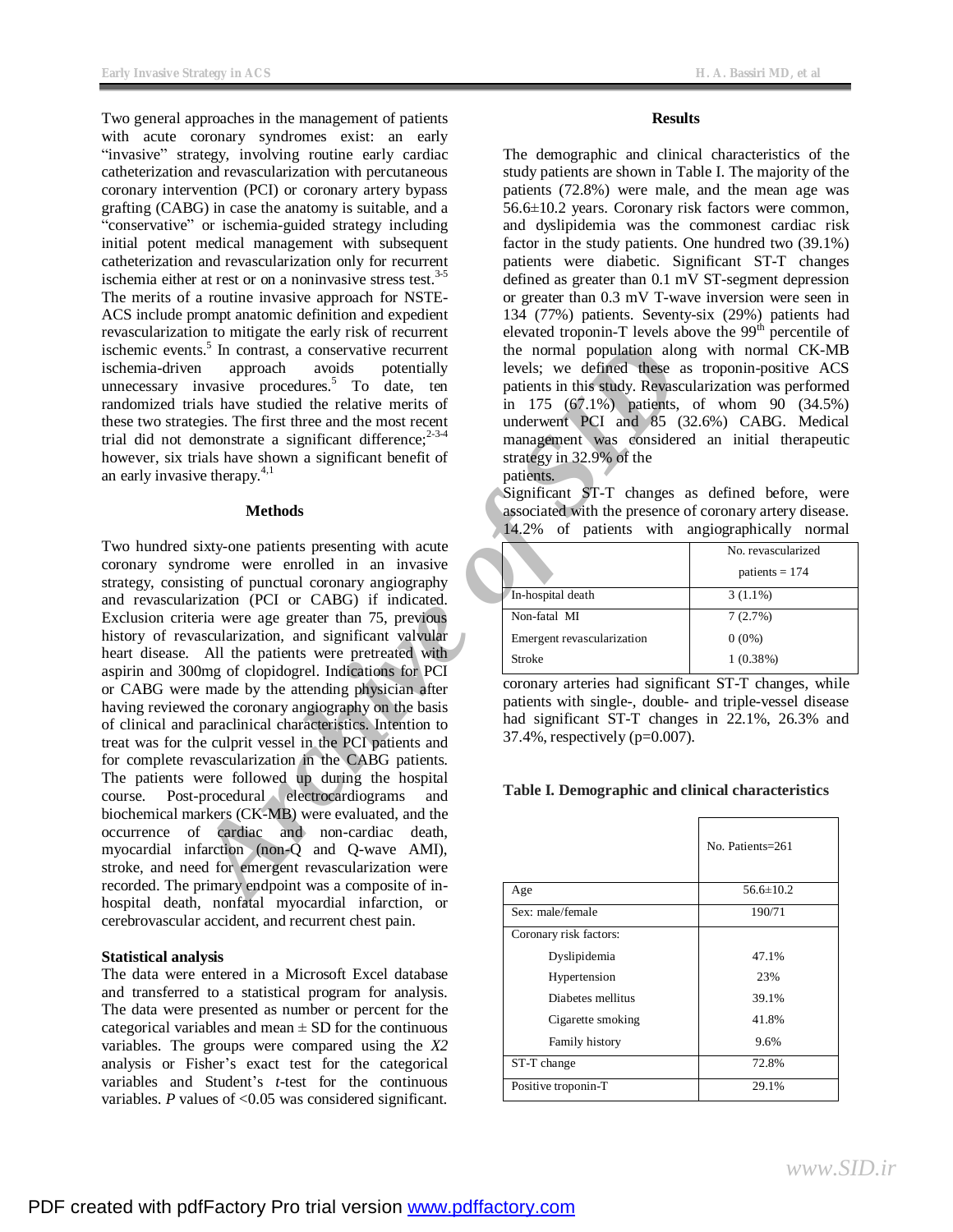Two general approaches in the management of patients with acute coronary syndromes exist: an early "invasive" strategy, involving routine early cardiac catheterization and revascularization with percutaneous coronary intervention (PCI) or coronary artery bypass grafting (CABG) in case the anatomy is suitable, and a "conservative" or ischemia-guided strategy including initial potent medical management with subsequent catheterization and revascularization only for recurrent ischemia either at rest or on a noninvasive stress test.[3-5] The merits of a routine invasive approach for NSTE-ACS include prompt anatomic definition and expedient revascularization to mitigate the early risk of recurrent ischemic events.[5] In contrast, a conservative recurrent ischemia-driven approach avoids potentially unnecessary invasive procedures.[5] To date, ten randomized trials have studied the relative merits of these two strategies. The first three and the most recent trial did not demonstrate a significant difference;[2-3-4] however, six trials have shown a significant benefit of an early invasive therapy.[4,1]

## Methods

Two hundred sixty-one patients presenting with acute coronary syndrome were enrolled in an invasive strategy, consisting of punctual coronary angiography and revascularization (PCI or CABG) if indicated. Exclusion criteria were age greater than 75, previous history of revascularization, and significant valvular heart disease. All the patients were pretreated with aspirin and 300mg of clopidogrel. Indications for PCI or CABG were made by the attending physician after having reviewed the coronary angiography on the basis of clinical and paraclinical characteristics. Intention to treat was for the culprit vessel in the PCI patients and for complete revascularization in the CABG patients. The patients were followed up during the hospital course. Post-procedural electrocardiograms and biochemical markers (CK-MB) were evaluated, and the occurrence of cardiac and non-cardiac death, myocardial infarction (non-Q and Q-wave AMI), stroke, and need for emergent revascularization were recorded. The primary endpoint was a composite of in-hospital death, nonfatal myocardial infarction, or cerebrovascular accident, and recurrent chest pain.

### Statistical analysis

The data were entered in a Microsoft Excel database and transferred to a statistical program for analysis. The data were presented as number or percent for the categorical variables and mean ± SD for the continuous variables. The groups were compared using the *X2* analysis or Fisher's exact test for the categorical variables and Student's *t*-test for the continuous variables. *P* values of <0.05 was considered significant.

## Results

The demographic and clinical characteristics of the study patients are shown in Table I. The majority of the patients (72.8%) were male, and the mean age was 56.6±10.2 years. Coronary risk factors were common, and dyslipidemia was the commonest cardiac risk factor in the study patients. One hundred two (39.1%) patients were diabetic. Significant ST-T changes defined as greater than 0.1 mV ST-segment depression or greater than 0.3 mV T-wave inversion were seen in 134 (77%) patients. Seventy-six (29%) patients had elevated troponin-T levels above the 99[th] percentile of the normal population along with normal CK-MB levels; we defined these as troponin-positive ACS patients in this study. Revascularization was performed in 175 (67.1%) patients, of whom 90 (34.5%) underwent PCI and 85 (32.6%) CABG. Medical management was considered an initial therapeutic strategy in 32.9% of the patients.

Significant ST-T changes as defined before, were associated with the presence of coronary artery disease. 14.2% of patients with angiographically normal coronary arteries had significant ST-T changes, while patients with single-, double- and triple-vessel disease had significant ST-T changes in 22.1%, 26.3% and 37.4%, respectively (p=0.007).

| | No. revascularized patients = 174 |
|---|---|
| In-hospital death | 3 (1.1%) |
| Non-fatal MI | 7 (2.7%) |
| Emergent revascularization | 0 (0%) |
| Stroke | 1 (0.38%) |

**Table I. Demographic and clinical characteristics**

| | No. Patients=261 |
|---|---|
| Age | 56.6±10.2 |
| Sex: male/female | 190/71 |
| Coronary risk factors: | |
| Dyslipidemia | 47.1% |
| Hypertension | 23% |
| Diabetes mellitus | 39.1% |
| Cigarette smoking | 41.8% |
| Family history | 9.6% |
| ST-T change | 72.8% |
| Positive troponin-T | 29.1% |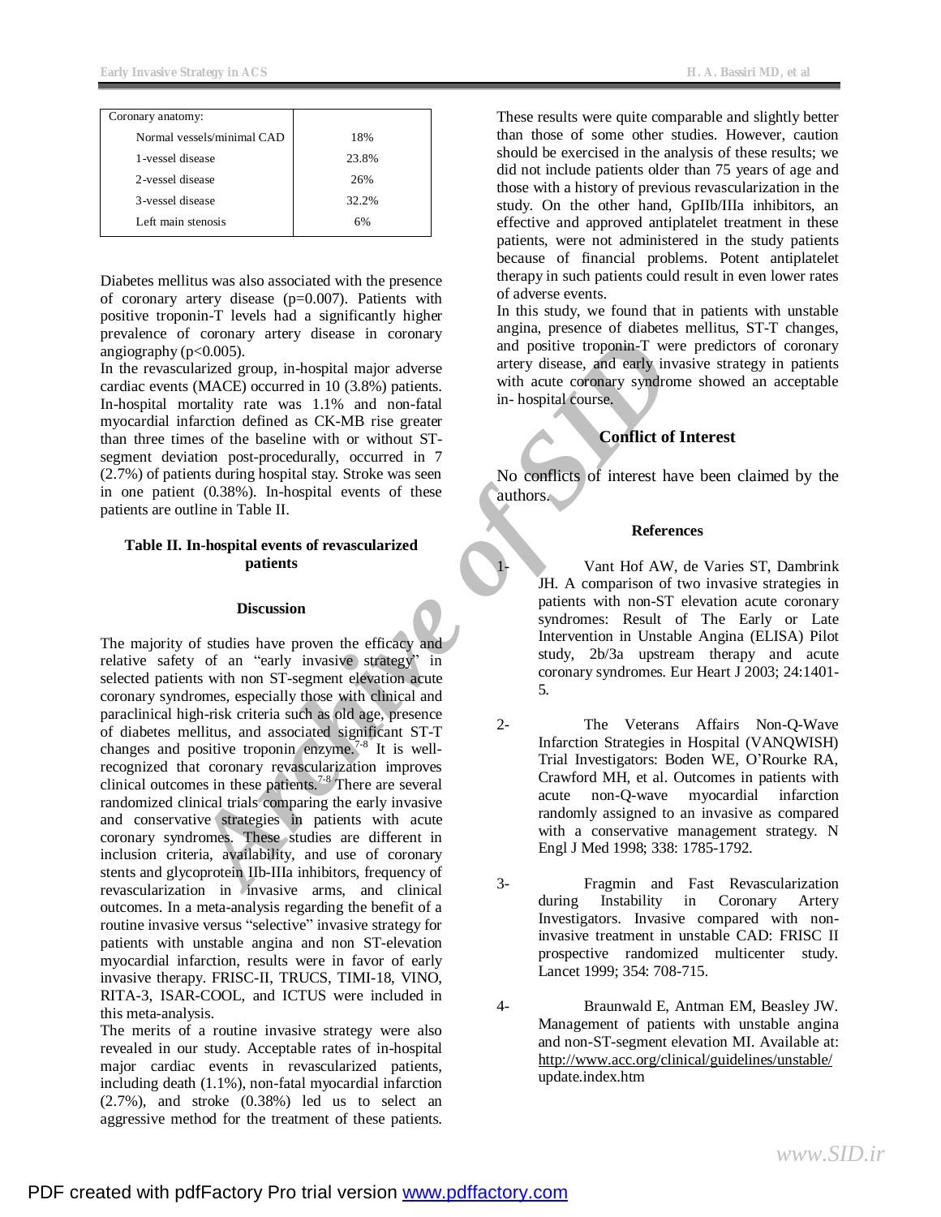| Coronary anatomy: | |
|---|---|
| Normal vessels/minimal CAD | 18% |
| 1-vessel disease | 23.8% |
| 2-vessel disease | 26% |
| 3-vessel disease | 32.2% |
| Left main stenosis | 6% |

Diabetes mellitus was also associated with the presence of coronary artery disease ($p=0.007$). Patients with positive troponin-T levels had a significantly higher prevalence of coronary artery disease in coronary angiography ($p<0.005$).

In the revascularized group, in-hospital major adverse cardiac events (MACE) occurred in 10 (3.8%) patients. In-hospital mortality rate was 1.1% and non-fatal myocardial infarction defined as CK-MB rise greater than three times of the baseline with or without ST-segment deviation post-procedurally, occurred in 7 (2.7%) of patients during hospital stay. Stroke was seen in one patient (0.38%). In-hospital events of these patients are outline in Table II.

**Table II. In-hospital events of revascularized patients**

### Discussion

The majority of studies have proven the efficacy and relative safety of an "early invasive strategy" in selected patients with non ST-segment elevation acute coronary syndromes, especially those with clinical and paraclinical high-risk criteria such as old age, presence of diabetes mellitus, and associated significant ST-T changes and positive troponin enzyme.[7-8] It is well-recognized that coronary revascularization improves clinical outcomes in these patients.[7-8] There are several randomized clinical trials comparing the early invasive and conservative strategies in patients with acute coronary syndromes. These studies are different in inclusion criteria, availability, and use of coronary stents and glycoprotein IIb-IIIa inhibitors, frequency of revascularization in invasive arms, and clinical outcomes. In a meta-analysis regarding the benefit of a routine invasive versus "selective" invasive strategy for patients with unstable angina and non ST-elevation myocardial infarction, results were in favor of early invasive therapy. FRISC-II, TRUCS, TIMI-18, VINO, RITA-3, ISAR-COOL, and ICTUS were included in this meta-analysis.

The merits of a routine invasive strategy were also revealed in our study. Acceptable rates of in-hospital major cardiac events in revascularized patients, including death (1.1%), non-fatal myocardial infarction (2.7%), and stroke (0.38%) led us to select an aggressive method for the treatment of these patients. These results were quite comparable and slightly better than those of some other studies. However, caution should be exercised in the analysis of these results; we did not include patients older than 75 years of age and those with a history of previous revascularization in the study. On the other hand, GpIIb/IIIa inhibitors, an effective and approved antiplatelet treatment in these patients, were not administered in the study patients because of financial problems. Potent antiplatelet therapy in such patients could result in even lower rates of adverse events.

In this study, we found that in patients with unstable angina, presence of diabetes mellitus, ST-T changes, and positive troponin-T were predictors of coronary artery disease, and early invasive strategy in patients with acute coronary syndrome showed an acceptable in- hospital course.

### Conflict of Interest

No conflicts of interest have been claimed by the authors.

### References

1- Vant Hof AW, de Varies ST, Dambrink JH. A comparison of two invasive strategies in patients with non-ST elevation acute coronary syndromes: Result of The Early or Late Intervention in Unstable Angina (ELISA) Pilot study, 2b/3a upstream therapy and acute coronary syndromes. Eur Heart J 2003; 24:1401-5.

2- The Veterans Affairs Non-Q-Wave Infarction Strategies in Hospital (VANQWISH) Trial Investigators: Boden WE, O'Rourke RA, Crawford MH, et al. Outcomes in patients with acute non-Q-wave myocardial infarction randomly assigned to an invasive as compared with a conservative management strategy. N Engl J Med 1998; 338: 1785-1792.

3- Fragmin and Fast Revascularization during Instability in Coronary Artery Investigators. Invasive compared with non-invasive treatment in unstable CAD: FRISC II prospective randomized multicenter study. Lancet 1999; 354: 708-715.

4- Braunwald E, Antman EM, Beasley JW. Management of patients with unstable angina and non-ST-segment elevation MI. Available at: http://www.acc.org/clinical/guidelines/unstable/update.index.htm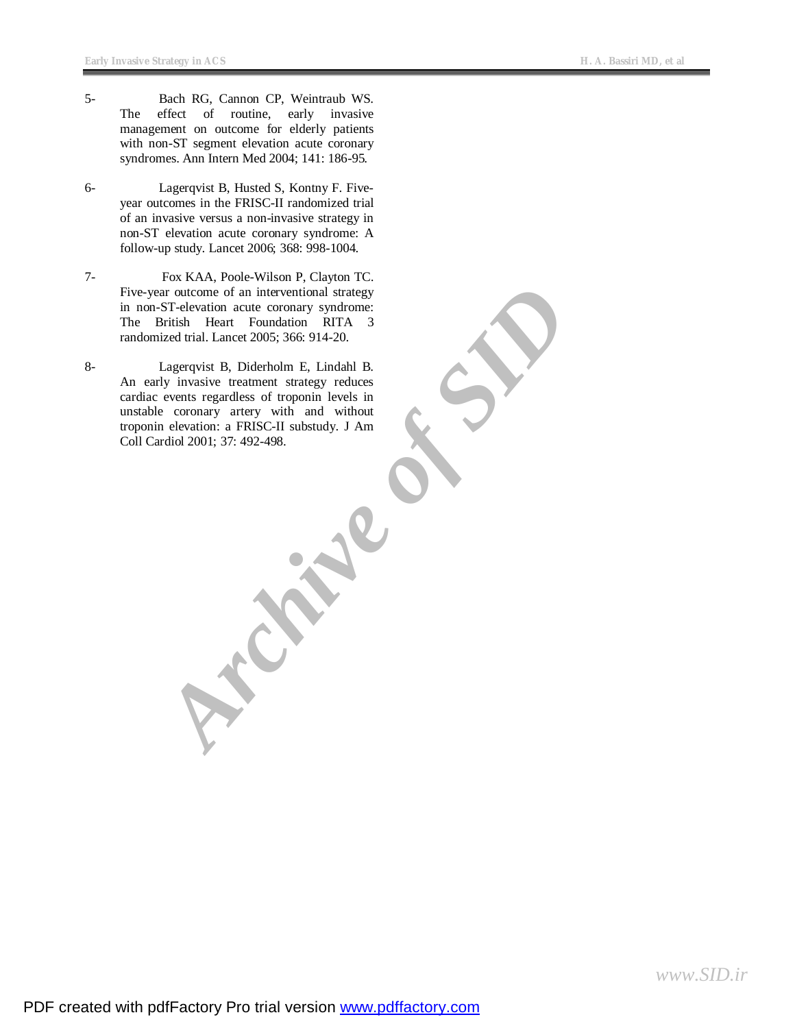5- Bach RG, Cannon CP, Weintraub WS. The effect of routine, early invasive management on outcome for elderly patients with non-ST segment elevation acute coronary syndromes. Ann Intern Med 2004; 141: 186-95.

6- Lagerqvist B, Husted S, Kontny F. Five-year outcomes in the FRISC-II randomized trial of an invasive versus a non-invasive strategy in non-ST elevation acute coronary syndrome: A follow-up study. Lancet 2006; 368: 998-1004.

7- Fox KAA, Poole-Wilson P, Clayton TC. Five-year outcome of an interventional strategy in non-ST-elevation acute coronary syndrome: The British Heart Foundation RITA 3 randomized trial. Lancet 2005; 366: 914-20.

8- Lagerqvist B, Diderholm E, Lindahl B. An early invasive treatment strategy reduces cardiac events regardless of troponin levels in unstable coronary artery with and without troponin elevation: a FRISC-II substudy. J Am Coll Cardiol 2001; 37: 492-498.